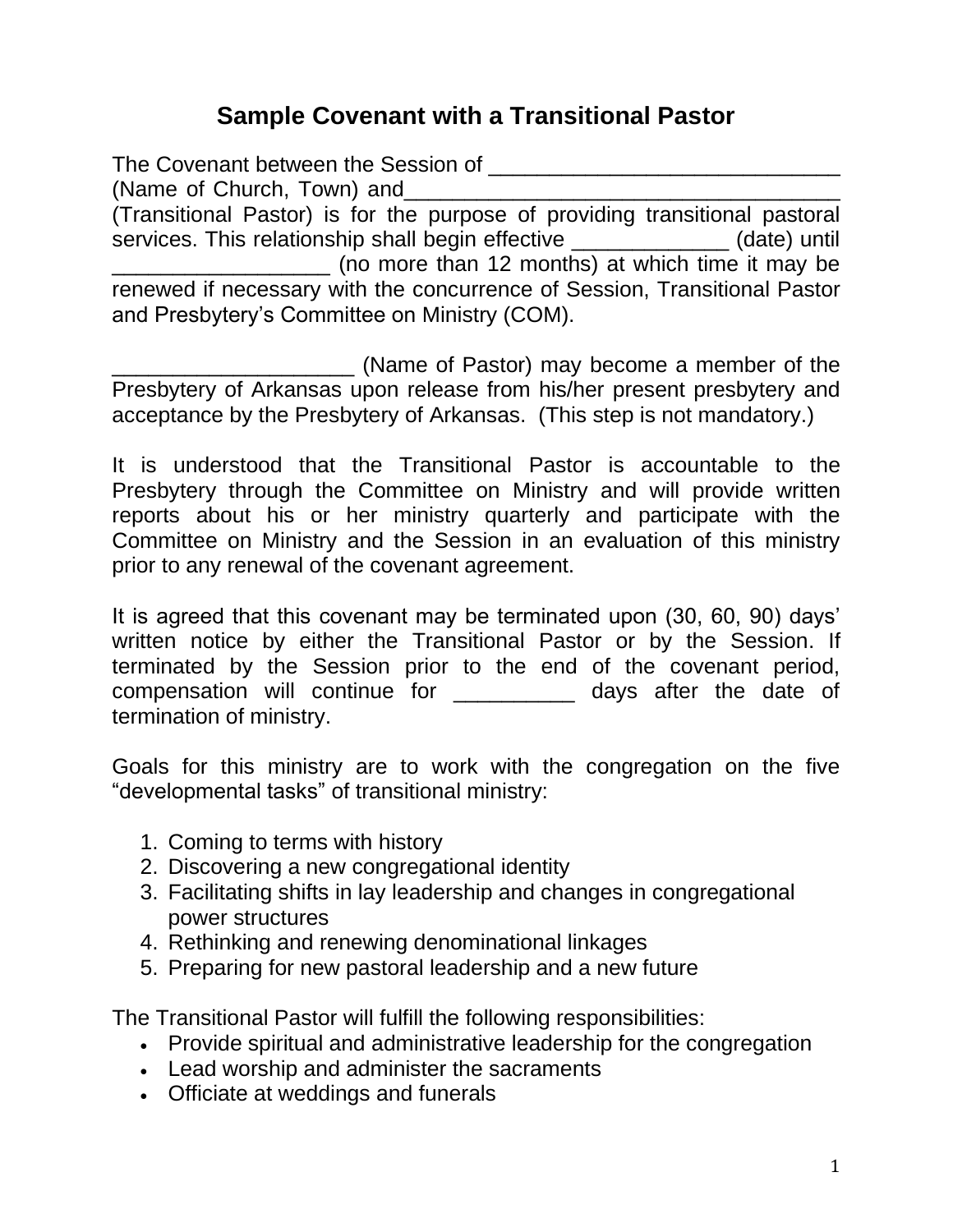# Sample Covenant with a Transitional Pastor

The Covenant between the Session of ______________________________ (Name of Church, Town) and_____________________________________ (Transitional Pastor) is for the purpose of providing transitional pastoral services. This relationship shall begin effective _____________ (date) until __________________ (no more than 12 months) at which time it may be renewed if necessary with the concurrence of Session, Transitional Pastor and Presbytery's Committee on Ministry (COM).

____________________ (Name of Pastor) may become a member of the Presbytery of Arkansas upon release from his/her present presbytery and acceptance by the Presbytery of Arkansas. (This step is not mandatory.)

It is understood that the Transitional Pastor is accountable to the Presbytery through the Committee on Ministry and will provide written reports about his or her ministry quarterly and participate with the Committee on Ministry and the Session in an evaluation of this ministry prior to any renewal of the covenant agreement.

It is agreed that this covenant may be terminated upon (30, 60, 90) days' written notice by either the Transitional Pastor or by the Session. If terminated by the Session prior to the end of the covenant period, compensation will continue for __________ days after the date of termination of ministry.

Goals for this ministry are to work with the congregation on the five "developmental tasks" of transitional ministry:

1. Coming to terms with history
2. Discovering a new congregational identity
3. Facilitating shifts in lay leadership and changes in congregational power structures
4. Rethinking and renewing denominational linkages
5. Preparing for new pastoral leadership and a new future

The Transitional Pastor will fulfill the following responsibilities:

- Provide spiritual and administrative leadership for the congregation
- Lead worship and administer the sacraments
- Officiate at weddings and funerals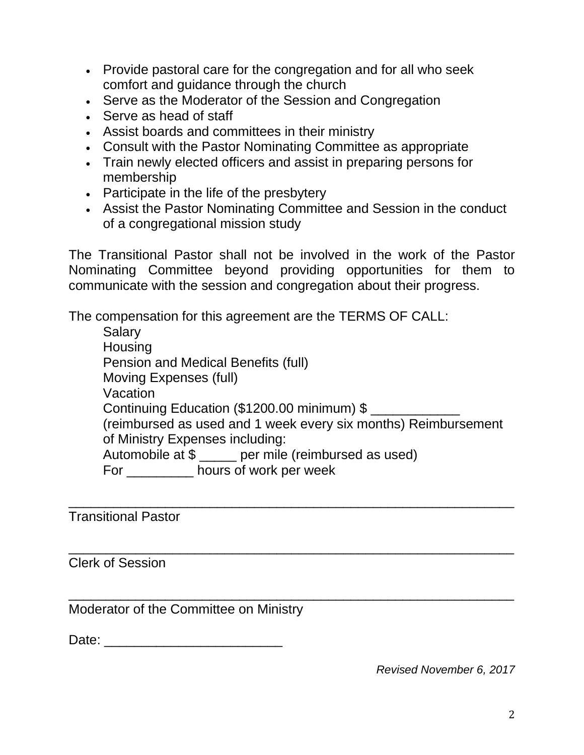- Provide pastoral care for the congregation and for all who seek comfort and guidance through the church
- Serve as the Moderator of the Session and Congregation
- Serve as head of staff
- Assist boards and committees in their ministry
- Consult with the Pastor Nominating Committee as appropriate
- Train newly elected officers and assist in preparing persons for membership
- Participate in the life of the presbytery
- Assist the Pastor Nominating Committee and Session in the conduct of a congregational mission study

The Transitional Pastor shall not be involved in the work of the Pastor Nominating Committee beyond providing opportunities for them to communicate with the session and congregation about their progress.

The compensation for this agreement are the TERMS OF CALL:

Salary
Housing
Pension and Medical Benefits (full)
Moving Expenses (full)
Vacation
Continuing Education ($1200.00 minimum) $ ____________
(reimbursed as used and 1 week every six months) Reimbursement of Ministry Expenses including:
Automobile at $ _____ per mile (reimbursed as used)
For _________ hours of work per week

_____________________________________________________________
Transitional Pastor

_____________________________________________________________
Clerk of Session

_____________________________________________________________
Moderator of the Committee on Ministry

Date: ________________________

*Revised November 6, 2017*